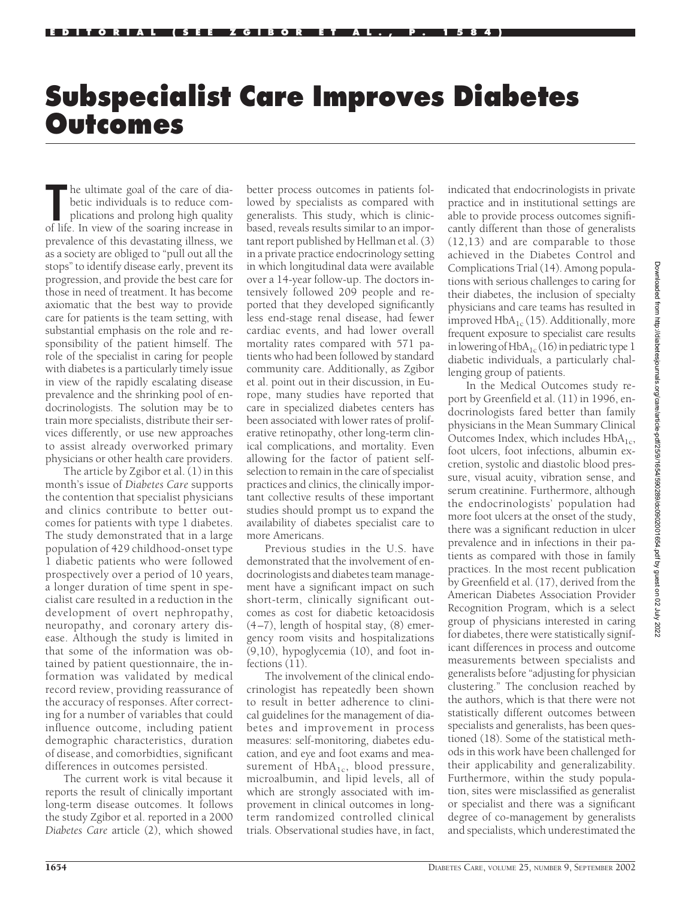EDITORIAL (SEE ZGIBOR ET AL., P. 1584)

# Subspecialist Care Improves Diabetes Outcomes

The ultimate goal of the care of diabetic individuals is to reduce complications and prolong high quality of life. In view of the soaring increase in prevalence of this devastating illness, we as a society are obliged to "pull out all the stops" to identify disease early, prevent its progression, and provide the best care for those in need of treatment. It has become axiomatic that the best way to provide care for patients is the team setting, with substantial emphasis on the role and responsibility of the patient himself. The role of the specialist in caring for people with diabetes is a particularly timely issue in view of the rapidly escalating disease prevalence and the shrinking pool of endocrinologists. The solution may be to train more specialists, distribute their services differently, or use new approaches to assist already overworked primary physicians or other health care providers.

The article by Zgibor et al. (1) in this month's issue of *Diabetes Care* supports the contention that specialist physicians and clinics contribute to better outcomes for patients with type 1 diabetes. The study demonstrated that in a large population of 429 childhood-onset type 1 diabetic patients who were followed prospectively over a period of 10 years, a longer duration of time spent in specialist care resulted in a reduction in the development of overt nephropathy, neuropathy, and coronary artery disease. Although the study is limited in that some of the information was obtained by patient questionnaire, the information was validated by medical record review, providing reassurance of the accuracy of responses. After correcting for a number of variables that could influence outcome, including patient demographic characteristics, duration of disease, and comorbidties, significant differences in outcomes persisted.

The current work is vital because it reports the result of clinically important long-term disease outcomes. It follows the study Zgibor et al. reported in a 2000 *Diabetes Care* article (2), which showed better process outcomes in patients followed by specialists as compared with generalists. This study, which is clinic-based, reveals results similar to an important report published by Hellman et al. (3) in a private practice endocrinology setting in which longitudinal data were available over a 14-year follow-up. The doctors intensively followed 209 people and reported that they developed significantly less end-stage renal disease, had fewer cardiac events, and had lower overall mortality rates compared with 571 patients who had been followed by standard community care. Additionally, as Zgibor et al. point out in their discussion, in Europe, many studies have reported that care in specialized diabetes centers has been associated with lower rates of proliferative retinopathy, other long-term clinical complications, and mortality. Even allowing for the factor of patient self-selection to remain in the care of specialist practices and clinics, the clinically important collective results of these important studies should prompt us to expand the availability of diabetes specialist care to more Americans.

Previous studies in the U.S. have demonstrated that the involvement of endocrinologists and diabetes team management have a significant impact on such short-term, clinically significant outcomes as cost for diabetic ketoacidosis (4–7), length of hospital stay, (8) emergency room visits and hospitalizations (9,10), hypoglycemia (10), and foot infections (11).

The involvement of the clinical endocrinologist has repeatedly been shown to result in better adherence to clinical guidelines for the management of diabetes and improvement in process measures: self-monitoring, diabetes education, and eye and foot exams and measurement of $HbA_{1c}$, blood pressure, microalbumin, and lipid levels, all of which are strongly associated with improvement in clinical outcomes in long-term randomized controlled clinical trials. Observational studies have, in fact, indicated that endocrinologists in private practice and in institutional settings are able to provide process outcomes significantly different than those of generalists (12,13) and are comparable to those achieved in the Diabetes Control and Complications Trial (14). Among populations with serious challenges to caring for their diabetes, the inclusion of specialty physicians and care teams has resulted in improved $HbA_{1c}$ (15). Additionally, more frequent exposure to specialist care results in lowering of $HbA_{1c}$ (16) in pediatric type 1 diabetic individuals, a particularly challenging group of patients.

In the Medical Outcomes study report by Greenfield et al. (11) in 1996, endocrinologists fared better than family physicians in the Mean Summary Clinical Outcomes Index, which includes $HbA_{1c}$, foot ulcers, foot infections, albumin excretion, systolic and diastolic blood pressure, visual acuity, vibration sense, and serum creatinine. Furthermore, although the endocrinologists' population had more foot ulcers at the onset of the study, there was a significant reduction in ulcer prevalence and in infections in their patients as compared with those in family practices. In the most recent publication by Greenfield et al. (17), derived from the American Diabetes Association Provider Recognition Program, which is a select group of physicians interested in caring for diabetes, there were statistically significant differences in process and outcome measurements between specialists and generalists before "adjusting for physician clustering." The conclusion reached by the authors, which is that there were not statistically different outcomes between specialists and generalists, has been questioned (18). Some of the statistical methods in this work have been challenged for their applicability and generalizability. Furthermore, within the study population, sites were misclassified as generalist or specialist and there was a significant degree of co-management by generalists and specialists, which underestimated the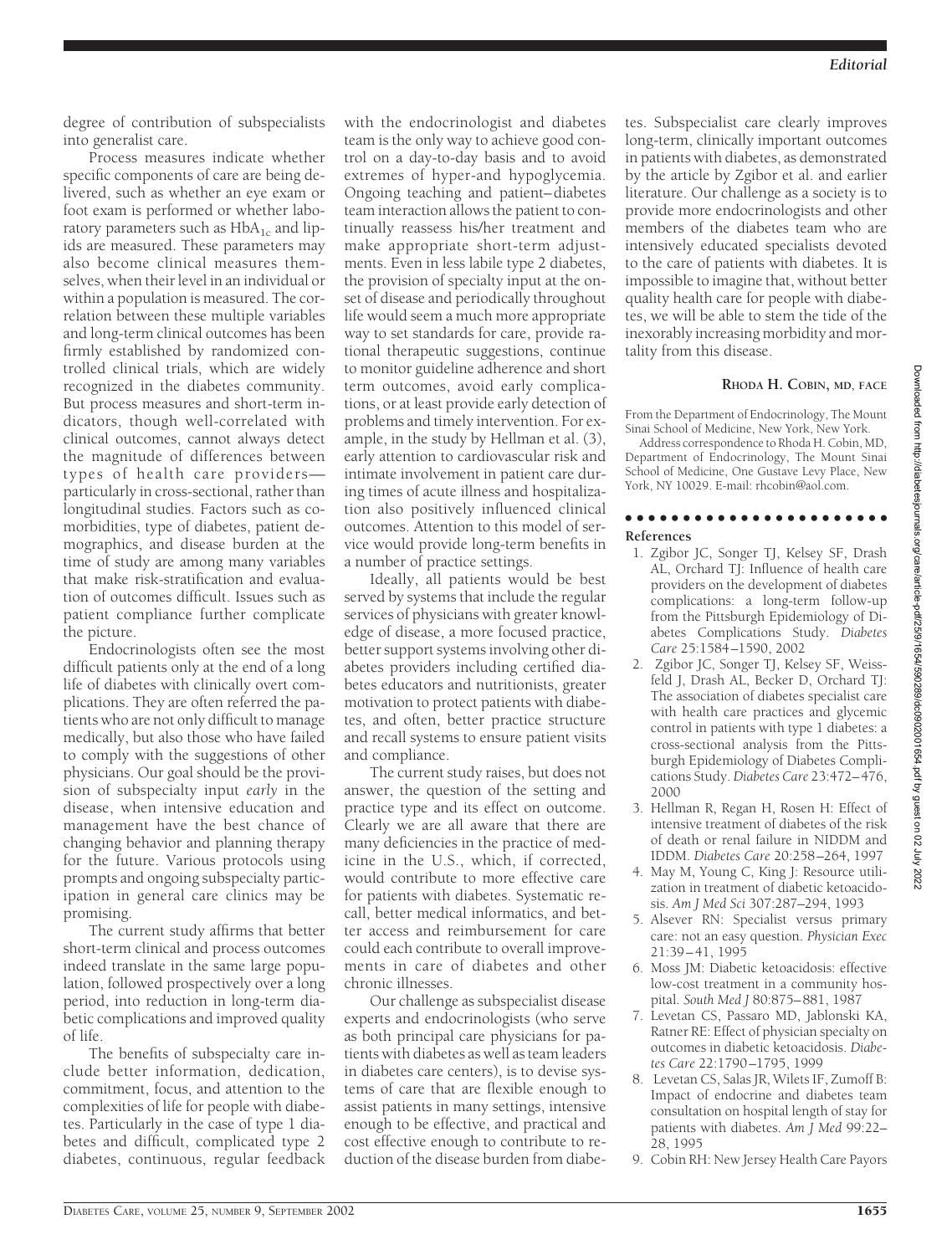degree of contribution of subspecialists into generalist care.

Process measures indicate whether specific components of care are being delivered, such as whether an eye exam or foot exam is performed or whether laboratory parameters such as $HbA_{1c}$ and lipids are measured. These parameters may also become clinical measures themselves, when their level in an individual or within a population is measured. The correlation between these multiple variables and long-term clinical outcomes has been firmly established by randomized controlled clinical trials, which are widely recognized in the diabetes community. But process measures and short-term indicators, though well-correlated with clinical outcomes, cannot always detect the magnitude of differences between types of health care providers—particularly in cross-sectional, rather than longitudinal studies. Factors such as comorbidities, type of diabetes, patient demographics, and disease burden at the time of study are among many variables that make risk-stratification and evaluation of outcomes difficult. Issues such as patient compliance further complicate the picture.

Endocrinologists often see the most difficult patients only at the end of a long life of diabetes with clinically overt complications. They are often referred the patients who are not only difficult to manage medically, but also those who have failed to comply with the suggestions of other physicians. Our goal should be the provision of subspecialty input *early* in the disease, when intensive education and management have the best chance of changing behavior and planning therapy for the future. Various protocols using prompts and ongoing subspecialty participation in general care clinics may be promising.

The current study affirms that better short-term clinical and process outcomes indeed translate in the same large population, followed prospectively over a long period, into reduction in long-term diabetic complications and improved quality of life.

The benefits of subspecialty care include better information, dedication, commitment, focus, and attention to the complexities of life for people with diabetes. Particularly in the case of type 1 diabetes and difficult, complicated type 2 diabetes, continuous, regular feedback with the endocrinologist and diabetes team is the only way to achieve good control on a day-to-day basis and to avoid extremes of hyper-and hypoglycemia. Ongoing teaching and patient–diabetes team interaction allows the patient to continually reassess his/her treatment and make appropriate short-term adjustments. Even in less labile type 2 diabetes, the provision of specialty input at the onset of disease and periodically throughout life would seem a much more appropriate way to set standards for care, provide rational therapeutic suggestions, continue to monitor guideline adherence and short term outcomes, avoid early complications, or at least provide early detection of problems and timely intervention. For example, in the study by Hellman et al. (3), early attention to cardiovascular risk and intimate involvement in patient care during times of acute illness and hospitalization also positively influenced clinical outcomes. Attention to this model of service would provide long-term benefits in a number of practice settings.

Ideally, all patients would be best served by systems that include the regular services of physicians with greater knowledge of disease, a more focused practice, better support systems involving other diabetes providers including certified diabetes educators and nutritionists, greater motivation to protect patients with diabetes, and often, better practice structure and recall systems to ensure patient visits and compliance.

The current study raises, but does not answer, the question of the setting and practice type and its effect on outcome. Clearly we are all aware that there are many deficiencies in the practice of medicine in the U.S., which, if corrected, would contribute to more effective care for patients with diabetes. Systematic recall, better medical informatics, and better access and reimbursement for care could each contribute to overall improvements in care of diabetes and other chronic illnesses.

Our challenge as subspecialist disease experts and endocrinologists (who serve as both principal care physicians for patients with diabetes as well as team leaders in diabetes care centers), is to devise systems of care that are flexible enough to assist patients in many settings, intensive enough to be effective, and practical and cost effective enough to contribute to reduction of the disease burden from diabetes. Subspecialist care clearly improves long-term, clinically important outcomes in patients with diabetes, as demonstrated by the article by Zgibor et al. and earlier literature. Our challenge as a society is to provide more endocrinologists and other members of the diabetes team who are intensively educated specialists devoted to the care of patients with diabetes. It is impossible to imagine that, without better quality health care for people with diabetes, we will be able to stem the tide of the inexorably increasing morbidity and mortality from this disease.

**RHODA H. COBIN, MD, FACE**

From the Department of Endocrinology, The Mount Sinai School of Medicine, New York, New York.

Address correspondence to Rhoda H. Cobin, MD, Department of Endocrinology, The Mount Sinai School of Medicine, One Gustave Levy Place, New York, NY 10029. E-mail: rhcobin@aol.com.

## References

1. Zgibor JC, Songer TJ, Kelsey SF, Drash AL, Orchard TJ: Influence of health care providers on the development of diabetes complications: a long-term follow-up from the Pittsburgh Epidemiology of Diabetes Complications Study. *Diabetes Care* 25:1584–1590, 2002
2. Zgibor JC, Songer TJ, Kelsey SF, Weissfeld J, Drash AL, Becker D, Orchard TJ: The association of diabetes specialist care with health care practices and glycemic control in patients with type 1 diabetes: a cross-sectional analysis from the Pittsburgh Epidemiology of Diabetes Complications Study. *Diabetes Care* 23:472–476, 2000
3. Hellman R, Regan H, Rosen H: Effect of intensive treatment of diabetes of the risk of death or renal failure in NIDDM and IDDM. *Diabetes Care* 20:258–264, 1997
4. May M, Young C, King J: Resource utilization in treatment of diabetic ketoacidosis. *Am J Med Sci* 307:287–294, 1993
5. Alsever RN: Specialist versus primary care: not an easy question. *Physician Exec* 21:39–41, 1995
6. Moss JM: Diabetic ketoacidosis: effective low-cost treatment in a community hospital. *South Med J* 80:875–881, 1987
7. Levetan CS, Passaro MD, Jablonski KA, Ratner RE: Effect of physician specialty on outcomes in diabetic ketoacidosis. *Diabetes Care* 22:1790–1795, 1999
8. Levetan CS, Salas JR, Wilets IF, Zumoff B: Impact of endocrine and diabetes team consultation on hospital length of stay for patients with diabetes. *Am J Med* 99:22–28, 1995
9. Cobin RH: New Jersey Health Care Payors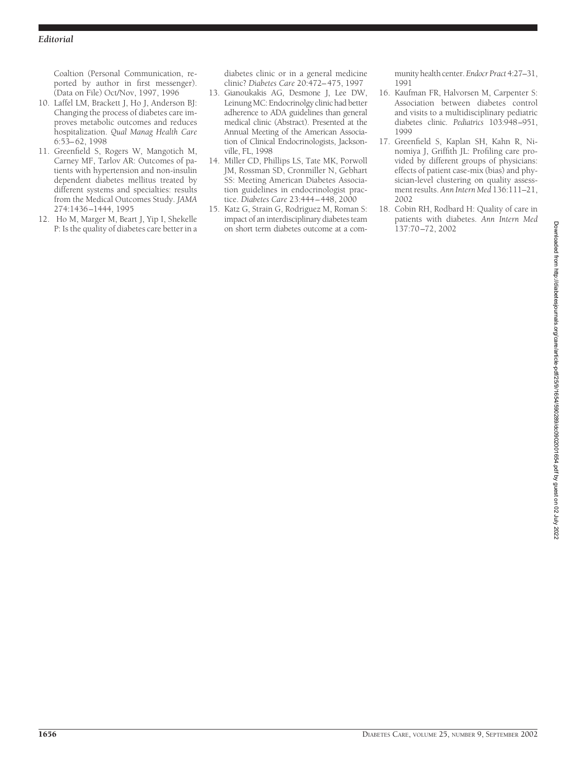Coaltion (Personal Communication, reported by author in first messenger). (Data on File) Oct/Nov, 1997, 1996

10. Laffel LM, Brackett J, Ho J, Anderson BJ: Changing the process of diabetes care improves metabolic outcomes and reduces hospitalization. *Qual Manag Health Care* 6:53–62, 1998
11. Greenfield S, Rogers W, Mangotich M, Carney MF, Tarlov AR: Outcomes of patients with hypertension and non-insulin dependent diabetes mellitus treated by different systems and specialties: results from the Medical Outcomes Study. *JAMA* 274:1436–1444, 1995
12. Ho M, Marger M, Beart J, Yip I, Shekelle P: Is the quality of diabetes care better in a diabetes clinic or in a general medicine clinic? *Diabetes Care* 20:472–475, 1997
13. Gianoukakis AG, Desmone J, Lee DW, Leinung MC: Endocrinolgy clinic had better adherence to ADA guidelines than general medical clinic (Abstract). Presented at the Annual Meeting of the American Association of Clinical Endocrinologists, Jacksonville, FL, 1998
14. Miller CD, Phillips LS, Tate MK, Porwoll JM, Rossman SD, Cronmiller N, Gebhart SS: Meeting American Diabetes Association guidelines in endocrinologist practice. *Diabetes Care* 23:444–448, 2000
15. Katz G, Strain G, Rodriguez M, Roman S: impact of an interdisciplinary diabetes team on short term diabetes outcome at a community health center. *Endocr Pract* 4:27–31, 1991
16. Kaufman FR, Halvorsen M, Carpenter S: Association between diabetes control and visits to a multidisciplinary pediatric diabetes clinic. *Pediatrics* 103:948–951, 1999
17. Greenfield S, Kaplan SH, Kahn R, Ninomiya J, Griffith JL: Profiling care provided by different groups of physicians: effects of patient case-mix (bias) and physician-level clustering on quality assessment results. *Ann Intern Med* 136:111–21, 2002
18. Cobin RH, Rodbard H: Quality of care in patients with diabetes. *Ann Intern Med* 137:70–72, 2002